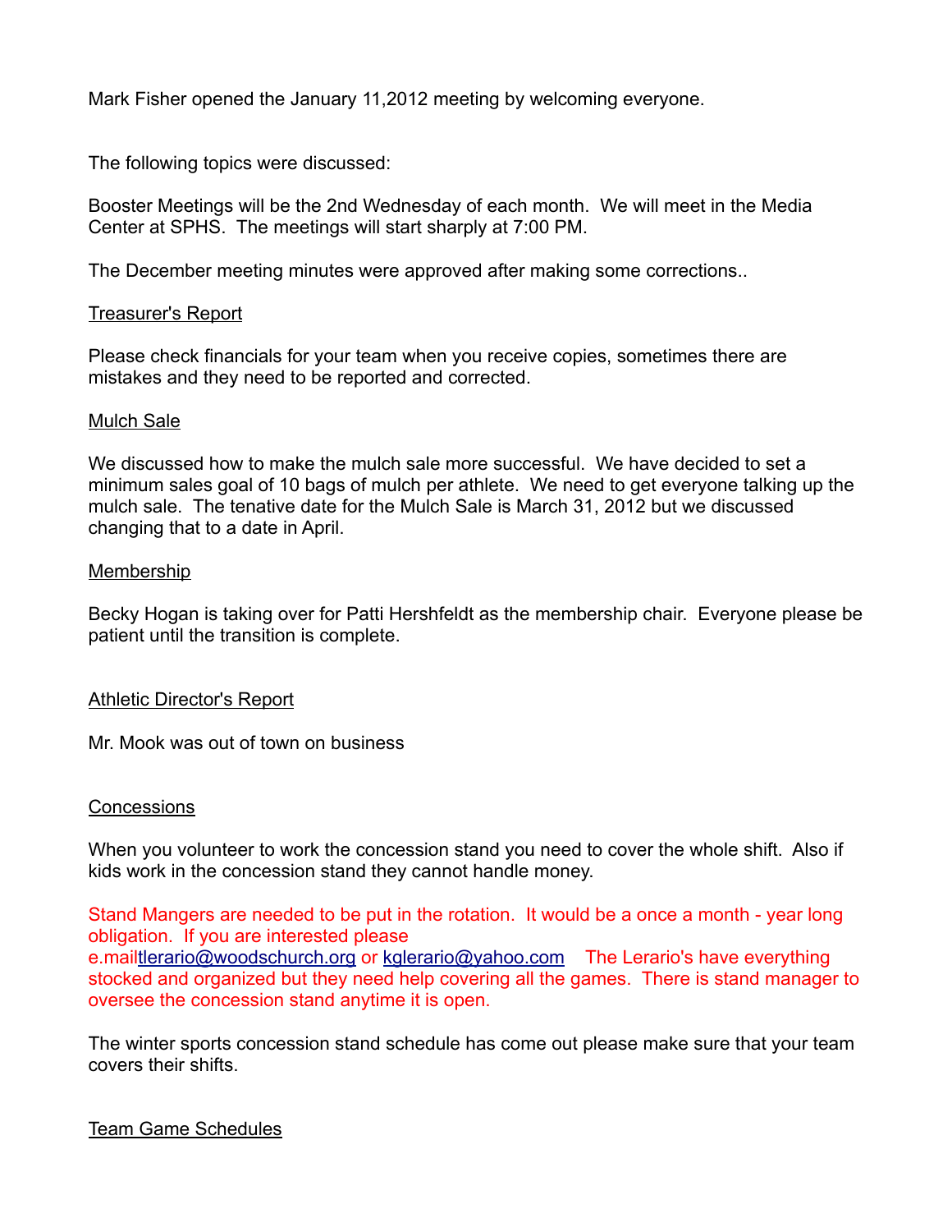Mark Fisher opened the January 11,2012 meeting by welcoming everyone.

The following topics were discussed:

Booster Meetings will be the 2nd Wednesday of each month. We will meet in the Media Center at SPHS. The meetings will start sharply at 7:00 PM.

The December meeting minutes were approved after making some corrections..

## Treasurer's Report

Please check financials for your team when you receive copies, sometimes there are mistakes and they need to be reported and corrected.

## Mulch Sale

We discussed how to make the mulch sale more successful. We have decided to set a minimum sales goal of 10 bags of mulch per athlete. We need to get everyone talking up the mulch sale. The tenative date for the Mulch Sale is March 31, 2012 but we discussed changing that to a date in April.

## Membership

Becky Hogan is taking over for Patti Hershfeldt as the membership chair. Everyone please be patient until the transition is complete.

## Athletic Director's Report

Mr. Mook was out of town on business

## Concessions

When you volunteer to work the concession stand you need to cover the whole shift. Also if kids work in the concession stand they cannot handle money.

Stand Mangers are needed to be put in the rotation. It would be a once a month - year long obligation. If you are interested please e.mailtlerario@woodschurch.org or kglerario@yahoo.com The Lerario's have everything stocked and organized but they need help covering all the games. There is stand manager to oversee the concession stand anytime it is open.

The winter sports concession stand schedule has come out please make sure that your team covers their shifts.

## Team Game Schedules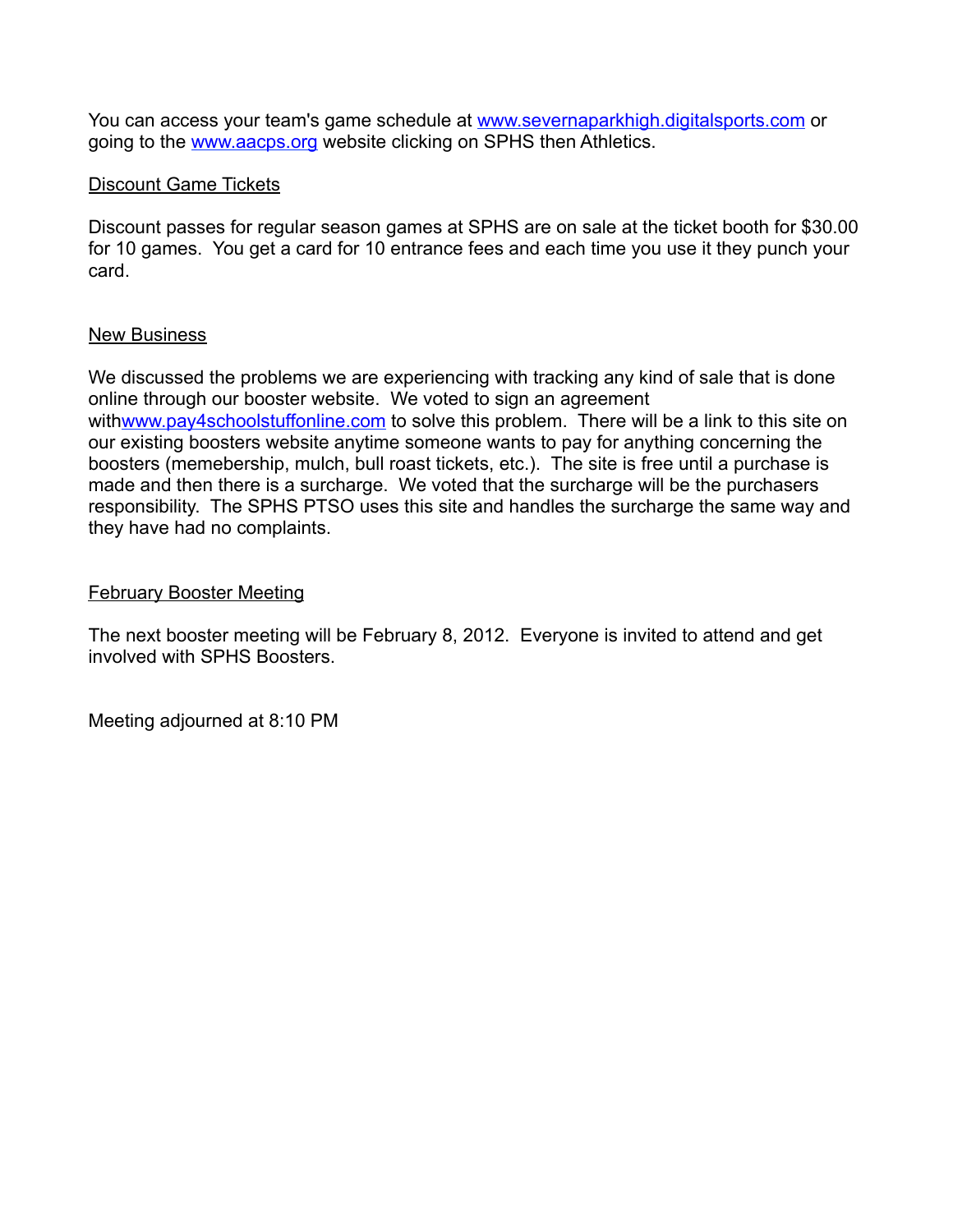You can access your team's game schedule at www.severnaparkhigh.digitalsports.com or going to the www.aacps.org website clicking on SPHS then Athletics.

Discount Game Tickets

Discount passes for regular season games at SPHS are on sale at the ticket booth for $30.00 for 10 games. You get a card for 10 entrance fees and each time you use it they punch your card.

New Business

We discussed the problems we are experiencing with tracking any kind of sale that is done online through our booster website. We voted to sign an agreement withwww.pay4schoolstuffonline.com to solve this problem. There will be a link to this site on our existing boosters website anytime someone wants to pay for anything concerning the boosters (memebership, mulch, bull roast tickets, etc.). The site is free until a purchase is made and then there is a surcharge. We voted that the surcharge will be the purchasers responsibility. The SPHS PTSO uses this site and handles the surcharge the same way and they have had no complaints.

February Booster Meeting

The next booster meeting will be February 8, 2012. Everyone is invited to attend and get involved with SPHS Boosters.

Meeting adjourned at 8:10 PM